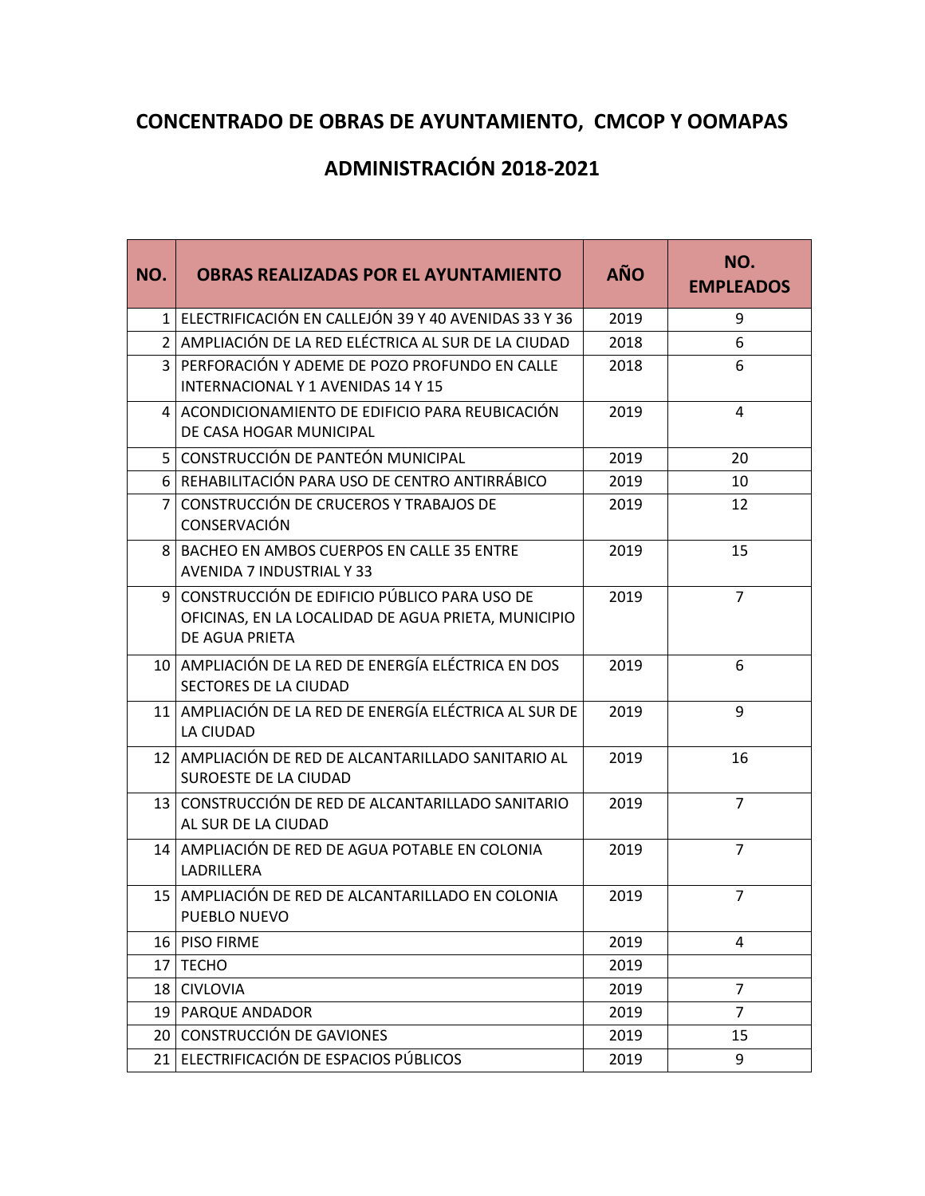# CONCENTRADO DE OBRAS DE AYUNTAMIENTO, CMCOP Y OOMAPAS

## ADMINISTRACIÓN 2018-2021

| NO. | OBRAS REALIZADAS POR EL AYUNTAMIENTO | AÑO | NO. EMPLEADOS |
|---|---|---|---|
| 1 | ELECTRIFICACIÓN EN CALLEJÓN 39 Y 40 AVENIDAS 33 Y 36 | 2019 | 9 |
| 2 | AMPLIACIÓN DE LA RED ELÉCTRICA AL SUR DE LA CIUDAD | 2018 | 6 |
| 3 | PERFORACIÓN Y ADEME DE POZO PROFUNDO EN CALLE INTERNACIONAL Y 1 AVENIDAS 14 Y 15 | 2018 | 6 |
| 4 | ACONDICIONAMIENTO DE EDIFICIO PARA REUBICACIÓN DE CASA HOGAR MUNICIPAL | 2019 | 4 |
| 5 | CONSTRUCCIÓN DE PANTEÓN MUNICIPAL | 2019 | 20 |
| 6 | REHABILITACIÓN PARA USO DE CENTRO ANTIRRÁBICO | 2019 | 10 |
| 7 | CONSTRUCCIÓN DE CRUCEROS Y TRABAJOS DE CONSERVACIÓN | 2019 | 12 |
| 8 | BACHEO EN AMBOS CUERPOS EN CALLE 35 ENTRE AVENIDA 7 INDUSTRIAL Y 33 | 2019 | 15 |
| 9 | CONSTRUCCIÓN DE EDIFICIO PÚBLICO PARA USO DE OFICINAS, EN LA LOCALIDAD DE AGUA PRIETA, MUNICIPIO DE AGUA PRIETA | 2019 | 7 |
| 10 | AMPLIACIÓN DE LA RED DE ENERGÍA ELÉCTRICA EN DOS SECTORES DE LA CIUDAD | 2019 | 6 |
| 11 | AMPLIACIÓN DE LA RED DE ENERGÍA ELÉCTRICA AL SUR DE LA CIUDAD | 2019 | 9 |
| 12 | AMPLIACIÓN DE RED DE ALCANTARILLADO SANITARIO AL SUROESTE DE LA CIUDAD | 2019 | 16 |
| 13 | CONSTRUCCIÓN DE RED DE ALCANTARILLADO SANITARIO AL SUR DE LA CIUDAD | 2019 | 7 |
| 14 | AMPLIACIÓN DE RED DE AGUA POTABLE EN COLONIA LADRILLERA | 2019 | 7 |
| 15 | AMPLIACIÓN DE RED DE ALCANTARILLADO EN COLONIA PUEBLO NUEVO | 2019 | 7 |
| 16 | PISO FIRME | 2019 | 4 |
| 17 | TECHO | 2019 | |
| 18 | CIVLOVIA | 2019 | 7 |
| 19 | PARQUE ANDADOR | 2019 | 7 |
| 20 | CONSTRUCCIÓN DE GAVIONES | 2019 | 15 |
| 21 | ELECTRIFICACIÓN DE ESPACIOS PÚBLICOS | 2019 | 9 |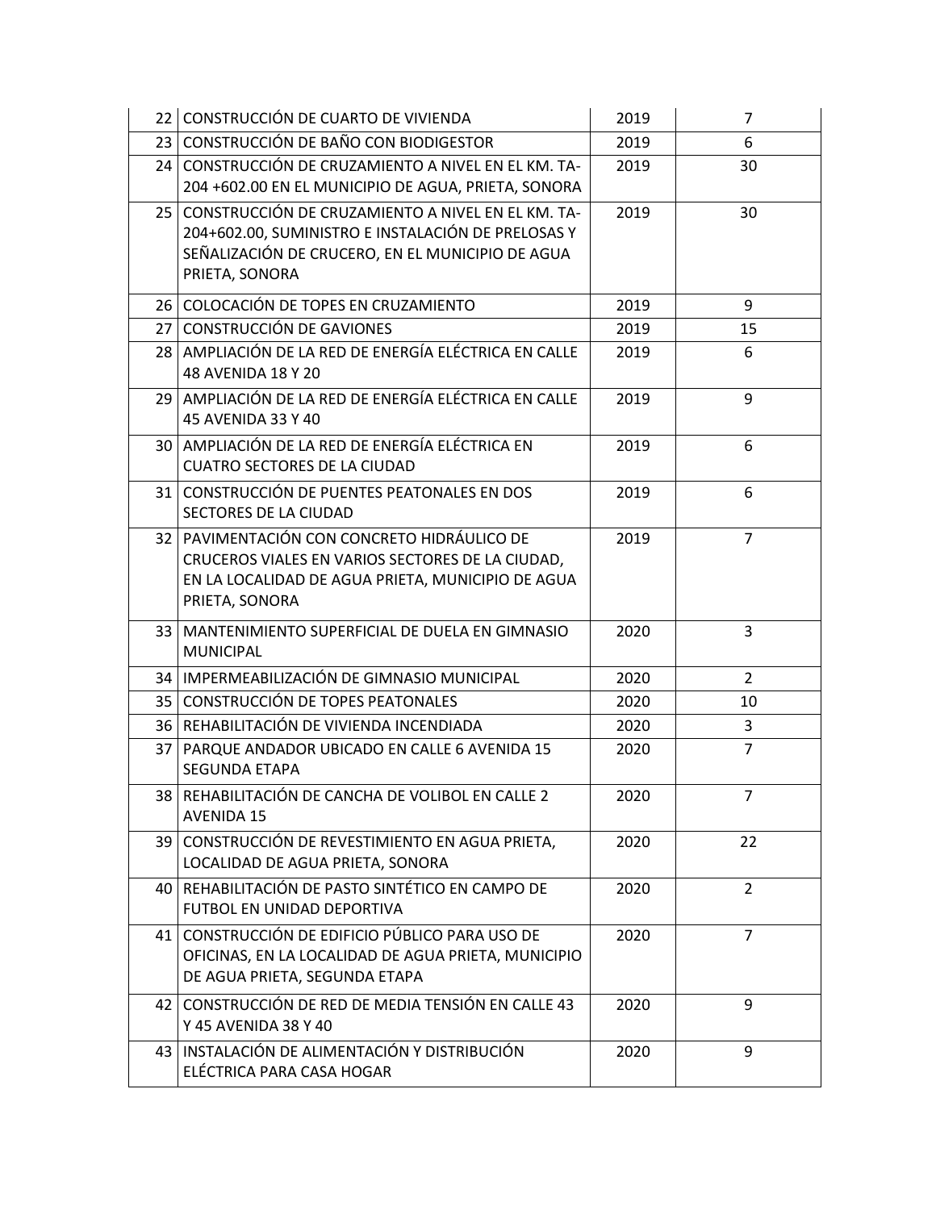| | | | |
|---|---|---|---|
| 22 | CONSTRUCCIÓN DE CUARTO DE VIVIENDA | 2019 | 7 |
| 23 | CONSTRUCCIÓN DE BAÑO CON BIODIGESTOR | 2019 | 6 |
| 24 | CONSTRUCCIÓN DE CRUZAMIENTO A NIVEL EN EL KM. TA-204 +602.00 EN EL MUNICIPIO DE AGUA, PRIETA, SONORA | 2019 | 30 |
| 25 | CONSTRUCCIÓN DE CRUZAMIENTO A NIVEL EN EL KM. TA-204+602.00, SUMINISTRO E INSTALACIÓN DE PRELOSAS Y SEÑALIZACIÓN DE CRUCERO, EN EL MUNICIPIO DE AGUA PRIETA, SONORA | 2019 | 30 |
| 26 | COLOCACIÓN DE TOPES EN CRUZAMIENTO | 2019 | 9 |
| 27 | CONSTRUCCIÓN DE GAVIONES | 2019 | 15 |
| 28 | AMPLIACIÓN DE LA RED DE ENERGÍA ELÉCTRICA EN CALLE 48 AVENIDA 18 Y 20 | 2019 | 6 |
| 29 | AMPLIACIÓN DE LA RED DE ENERGÍA ELÉCTRICA EN CALLE 45 AVENIDA 33 Y 40 | 2019 | 9 |
| 30 | AMPLIACIÓN DE LA RED DE ENERGÍA ELÉCTRICA EN CUATRO SECTORES DE LA CIUDAD | 2019 | 6 |
| 31 | CONSTRUCCIÓN DE PUENTES PEATONALES EN DOS SECTORES DE LA CIUDAD | 2019 | 6 |
| 32 | PAVIMENTACIÓN CON CONCRETO HIDRÁULICO DE CRUCEROS VIALES EN VARIOS SECTORES DE LA CIUDAD, EN LA LOCALIDAD DE AGUA PRIETA, MUNICIPIO DE AGUA PRIETA, SONORA | 2019 | 7 |
| 33 | MANTENIMIENTO SUPERFICIAL DE DUELA EN GIMNASIO MUNICIPAL | 2020 | 3 |
| 34 | IMPERMEABILIZACIÓN DE GIMNASIO MUNICIPAL | 2020 | 2 |
| 35 | CONSTRUCCIÓN DE TOPES PEATONALES | 2020 | 10 |
| 36 | REHABILITACIÓN DE VIVIENDA INCENDIADA | 2020 | 3 |
| 37 | PARQUE ANDADOR UBICADO EN CALLE 6 AVENIDA 15 SEGUNDA ETAPA | 2020 | 7 |
| 38 | REHABILITACIÓN DE CANCHA DE VOLIBOL EN CALLE 2 AVENIDA 15 | 2020 | 7 |
| 39 | CONSTRUCCIÓN DE REVESTIMIENTO EN AGUA PRIETA, LOCALIDAD DE AGUA PRIETA, SONORA | 2020 | 22 |
| 40 | REHABILITACIÓN DE PASTO SINTÉTICO EN CAMPO DE FUTBOL EN UNIDAD DEPORTIVA | 2020 | 2 |
| 41 | CONSTRUCCIÓN DE EDIFICIO PÚBLICO PARA USO DE OFICINAS, EN LA LOCALIDAD DE AGUA PRIETA, MUNICIPIO DE AGUA PRIETA, SEGUNDA ETAPA | 2020 | 7 |
| 42 | CONSTRUCCIÓN DE RED DE MEDIA TENSIÓN EN CALLE 43 Y 45 AVENIDA 38 Y 40 | 2020 | 9 |
| 43 | INSTALACIÓN DE ALIMENTACIÓN Y DISTRIBUCIÓN ELÉCTRICA PARA CASA HOGAR | 2020 | 9 |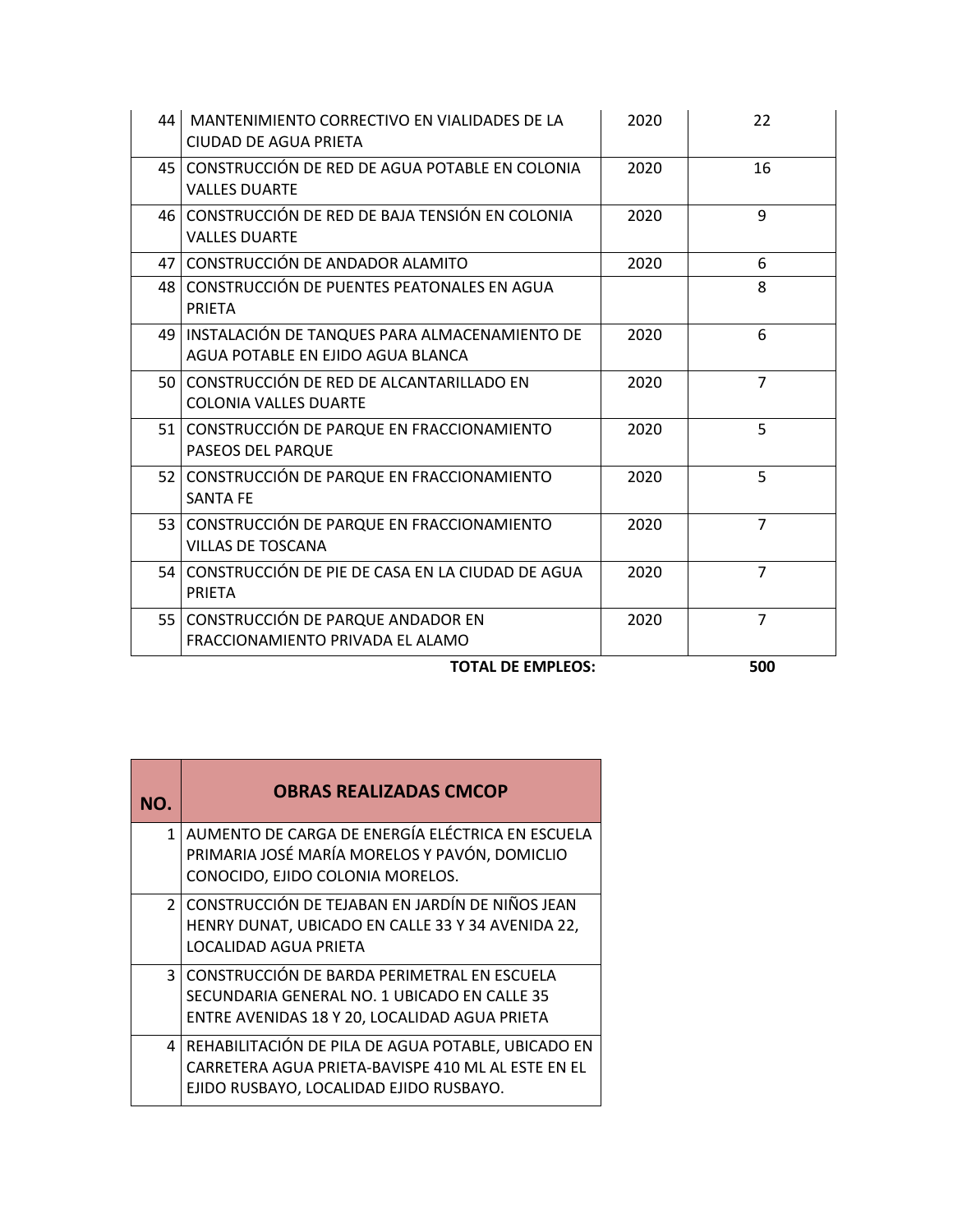| | | | |
|---|---|---|---|
| 44 | MANTENIMIENTO CORRECTIVO EN VIALIDADES DE LA CIUDAD DE AGUA PRIETA | 2020 | 22 |
| 45 | CONSTRUCCIÓN DE RED DE AGUA POTABLE EN COLONIA VALLES DUARTE | 2020 | 16 |
| 46 | CONSTRUCCIÓN DE RED DE BAJA TENSIÓN EN COLONIA VALLES DUARTE | 2020 | 9 |
| 47 | CONSTRUCCIÓN DE ANDADOR ALAMITO | 2020 | 6 |
| 48 | CONSTRUCCIÓN DE PUENTES PEATONALES EN AGUA PRIETA | | 8 |
| 49 | INSTALACIÓN DE TANQUES PARA ALMACENAMIENTO DE AGUA POTABLE EN EJIDO AGUA BLANCA | 2020 | 6 |
| 50 | CONSTRUCCIÓN DE RED DE ALCANTARILLADO EN COLONIA VALLES DUARTE | 2020 | 7 |
| 51 | CONSTRUCCIÓN DE PARQUE EN FRACCIONAMIENTO PASEOS DEL PARQUE | 2020 | 5 |
| 52 | CONSTRUCCIÓN DE PARQUE EN FRACCIONAMIENTO SANTA FE | 2020 | 5 |
| 53 | CONSTRUCCIÓN DE PARQUE EN FRACCIONAMIENTO VILLAS DE TOSCANA | 2020 | 7 |
| 54 | CONSTRUCCIÓN DE PIE DE CASA EN LA CIUDAD DE AGUA PRIETA | 2020 | 7 |
| 55 | CONSTRUCCIÓN DE PARQUE ANDADOR EN FRACCIONAMIENTO PRIVADA EL ALAMO | 2020 | 7 |
| | **TOTAL DE EMPLEOS:** | | **500** |

| NO. | OBRAS REALIZADAS CMCOP |
|---|---|
| 1 | AUMENTO DE CARGA DE ENERGÍA ELÉCTRICA EN ESCUELA PRIMARIA JOSÉ MARÍA MORELOS Y PAVÓN, DOMICLIO CONOCIDO, EJIDO COLONIA MORELOS. |
| 2 | CONSTRUCCIÓN DE TEJABAN EN JARDÍN DE NIÑOS JEAN HENRY DUNAT, UBICADO EN CALLE 33 Y 34 AVENIDA 22, LOCALIDAD AGUA PRIETA |
| 3 | CONSTRUCCIÓN DE BARDA PERIMETRAL EN ESCUELA SECUNDARIA GENERAL NO. 1 UBICADO EN CALLE 35 ENTRE AVENIDAS 18 Y 20, LOCALIDAD AGUA PRIETA |
| 4 | REHABILITACIÓN DE PILA DE AGUA POTABLE, UBICADO EN CARRETERA AGUA PRIETA-BAVISPE 410 ML AL ESTE EN EL EJIDO RUSBAYO, LOCALIDAD EJIDO RUSBAYO. |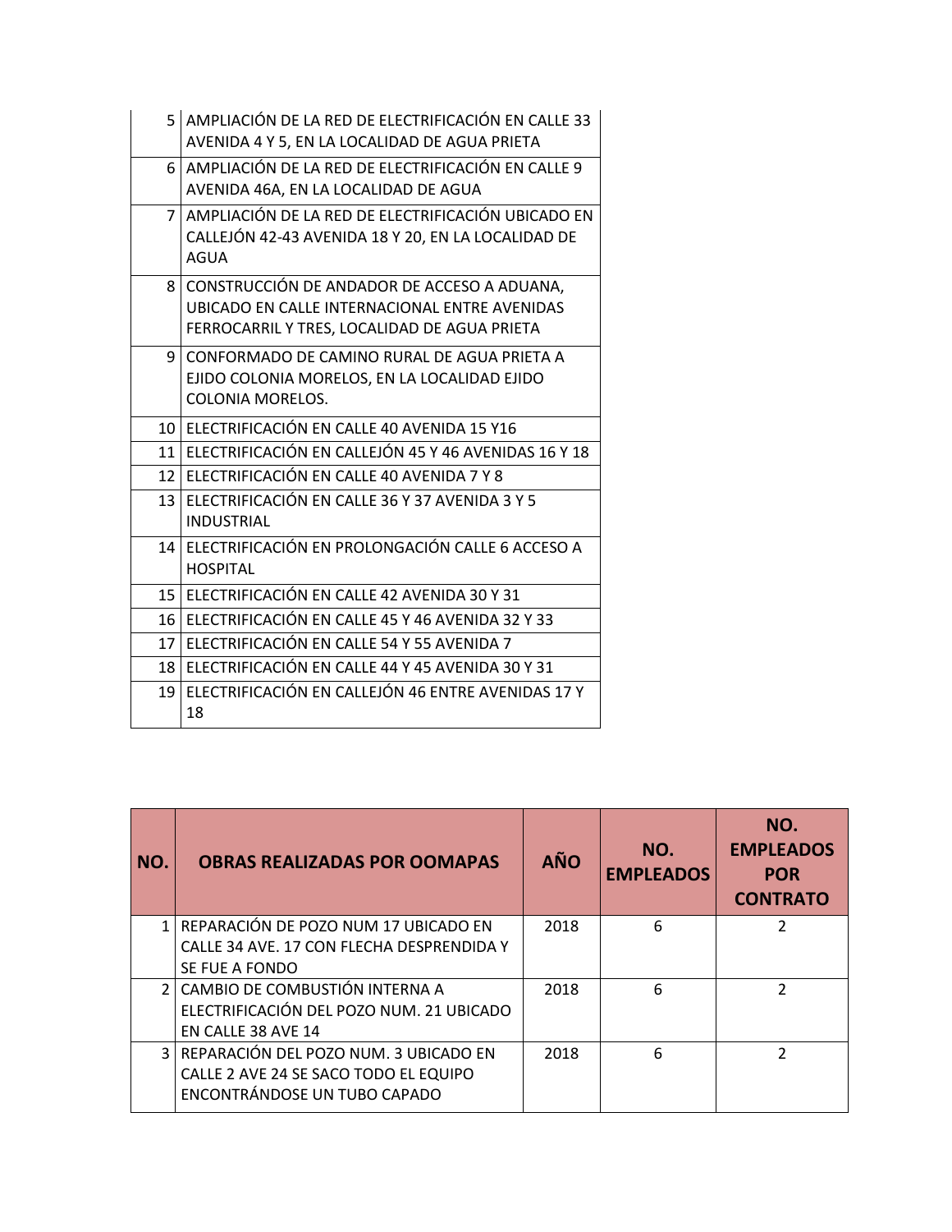| | |
|---|---|
| 5 | AMPLIACIÓN DE LA RED DE ELECTRIFICACIÓN EN CALLE 33 AVENIDA 4 Y 5, EN LA LOCALIDAD DE AGUA PRIETA |
| 6 | AMPLIACIÓN DE LA RED DE ELECTRIFICACIÓN EN CALLE 9 AVENIDA 46A, EN LA LOCALIDAD DE AGUA |
| 7 | AMPLIACIÓN DE LA RED DE ELECTRIFICACIÓN UBICADO EN CALLEJÓN 42-43 AVENIDA 18 Y 20, EN LA LOCALIDAD DE AGUA |
| 8 | CONSTRUCCIÓN DE ANDADOR DE ACCESO A ADUANA, UBICADO EN CALLE INTERNACIONAL ENTRE AVENIDAS FERROCARRIL Y TRES, LOCALIDAD DE AGUA PRIETA |
| 9 | CONFORMADO DE CAMINO RURAL DE AGUA PRIETA A EJIDO COLONIA MORELOS, EN LA LOCALIDAD EJIDO COLONIA MORELOS. |
| 10 | ELECTRIFICACIÓN EN CALLE 40 AVENIDA 15 Y16 |
| 11 | ELECTRIFICACIÓN EN CALLEJÓN 45 Y 46 AVENIDAS 16 Y 18 |
| 12 | ELECTRIFICACIÓN EN CALLE 40 AVENIDA 7 Y 8 |
| 13 | ELECTRIFICACIÓN EN CALLE 36 Y 37 AVENIDA 3 Y 5 INDUSTRIAL |
| 14 | ELECTRIFICACIÓN EN PROLONGACIÓN CALLE 6 ACCESO A HOSPITAL |
| 15 | ELECTRIFICACIÓN EN CALLE 42 AVENIDA 30 Y 31 |
| 16 | ELECTRIFICACIÓN EN CALLE 45 Y 46 AVENIDA 32 Y 33 |
| 17 | ELECTRIFICACIÓN EN CALLE 54 Y 55 AVENIDA 7 |
| 18 | ELECTRIFICACIÓN EN CALLE 44 Y 45 AVENIDA 30 Y 31 |
| 19 | ELECTRIFICACIÓN EN CALLEJÓN 46 ENTRE AVENIDAS 17 Y 18 |

| NO. | OBRAS REALIZADAS POR OOMAPAS | AÑO | NO. EMPLEADOS | NO. EMPLEADOS POR CONTRATO |
|---|---|---|---|---|
| 1 | REPARACIÓN DE POZO NUM 17 UBICADO EN CALLE 34 AVE. 17 CON FLECHA DESPRENDIDA Y SE FUE A FONDO | 2018 | 6 | 2 |
| 2 | CAMBIO DE COMBUSTIÓN INTERNA A ELECTRIFICACIÓN DEL POZO NUM. 21 UBICADO EN CALLE 38 AVE 14 | 2018 | 6 | 2 |
| 3 | REPARACIÓN DEL POZO NUM. 3 UBICADO EN CALLE 2 AVE 24 SE SACO TODO EL EQUIPO ENCONTRÁNDOSE UN TUBO CAPADO | 2018 | 6 | 2 |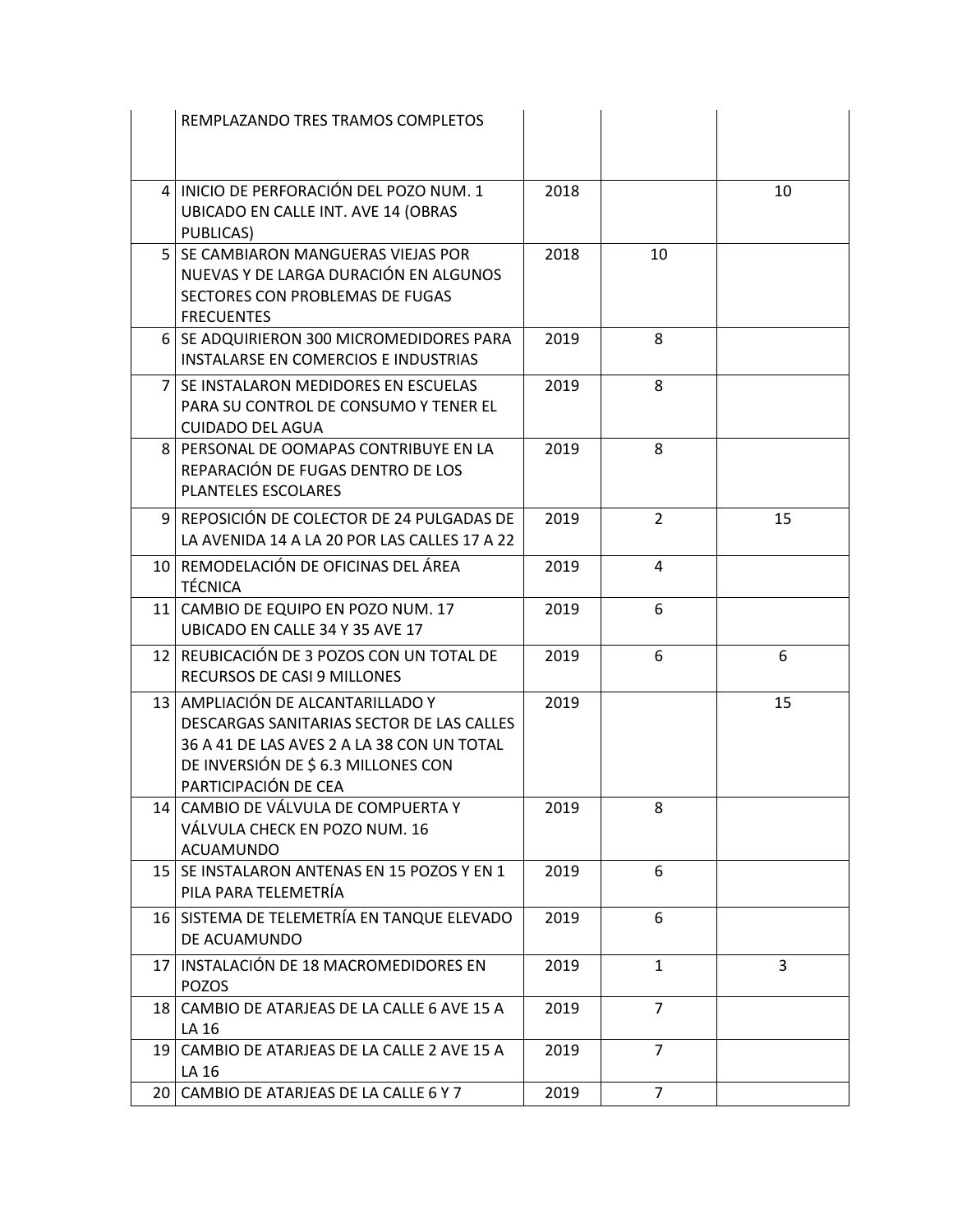| | | | | |
|---|---|---|---|---|
| | REMPLAZANDO TRES TRAMOS COMPLETOS | | | |
| 4 | INICIO DE PERFORACIÓN DEL POZO NUM. 1 UBICADO EN CALLE INT. AVE 14 (OBRAS PUBLICAS) | 2018 | | 10 |
| 5 | SE CAMBIARON MANGUERAS VIEJAS POR NUEVAS Y DE LARGA DURACIÓN EN ALGUNOS SECTORES CON PROBLEMAS DE FUGAS FRECUENTES | 2018 | 10 | |
| 6 | SE ADQUIRIERON 300 MICROMEDIDORES PARA INSTALARSE EN COMERCIOS E INDUSTRIAS | 2019 | 8 | |
| 7 | SE INSTALARON MEDIDORES EN ESCUELAS PARA SU CONTROL DE CONSUMO Y TENER EL CUIDADO DEL AGUA | 2019 | 8 | |
| 8 | PERSONAL DE OOMAPAS CONTRIBUYE EN LA REPARACIÓN DE FUGAS DENTRO DE LOS PLANTELES ESCOLARES | 2019 | 8 | |
| 9 | REPOSICIÓN DE COLECTOR DE 24 PULGADAS DE LA AVENIDA 14 A LA 20 POR LAS CALLES 17 A 22 | 2019 | 2 | 15 |
| 10 | REMODELACIÓN DE OFICINAS DEL ÁREA TÉCNICA | 2019 | 4 | |
| 11 | CAMBIO DE EQUIPO EN POZO NUM. 17 UBICADO EN CALLE 34 Y 35 AVE 17 | 2019 | 6 | |
| 12 | REUBICACIÓN DE 3 POZOS CON UN TOTAL DE RECURSOS DE CASI 9 MILLONES | 2019 | 6 | 6 |
| 13 | AMPLIACIÓN DE ALCANTARILLADO Y DESCARGAS SANITARIAS SECTOR DE LAS CALLES 36 A 41 DE LAS AVES 2 A LA 38 CON UN TOTAL DE INVERSIÓN DE $ 6.3 MILLONES CON PARTICIPACIÓN DE CEA | 2019 | | 15 |
| 14 | CAMBIO DE VÁLVULA DE COMPUERTA Y VÁLVULA CHECK EN POZO NUM. 16 ACUAMUNDO | 2019 | 8 | |
| 15 | SE INSTALARON ANTENAS EN 15 POZOS Y EN 1 PILA PARA TELEMETRÍA | 2019 | 6 | |
| 16 | SISTEMA DE TELEMETRÍA EN TANQUE ELEVADO DE ACUAMUNDO | 2019 | 6 | |
| 17 | INSTALACIÓN DE 18 MACROMEDIDORES EN POZOS | 2019 | 1 | 3 |
| 18 | CAMBIO DE ATARJEAS DE LA CALLE 6 AVE 15 A LA 16 | 2019 | 7 | |
| 19 | CAMBIO DE ATARJEAS DE LA CALLE 2 AVE 15 A LA 16 | 2019 | 7 | |
| 20 | CAMBIO DE ATARJEAS DE LA CALLE 6 Y 7 | 2019 | 7 | |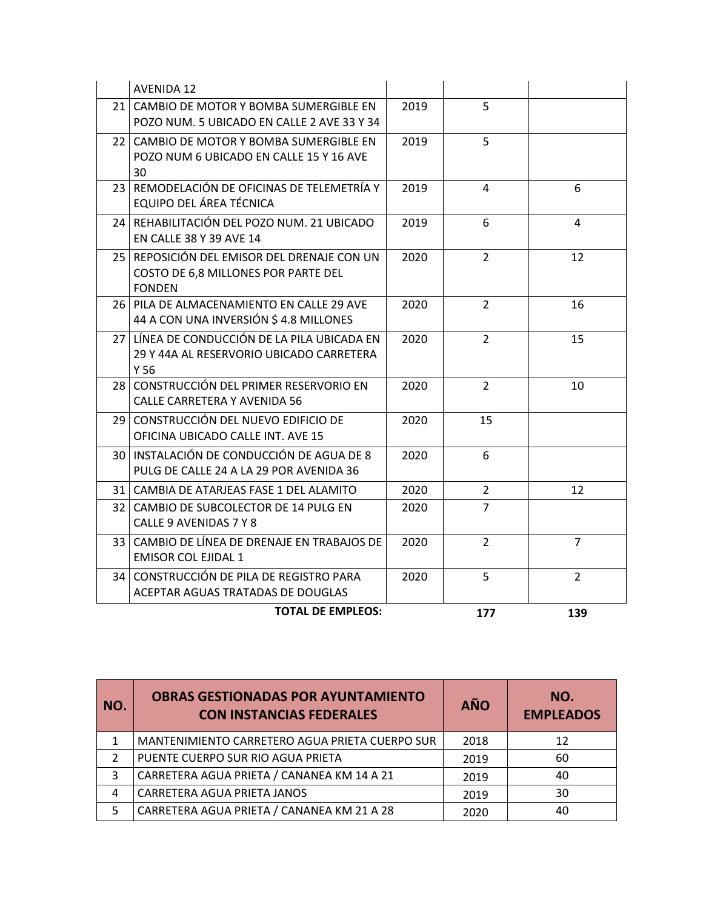| | | | | |
|---|---|---|---|---|
| | AVENIDA 12 | | | |
| 21 | CAMBIO DE MOTOR Y BOMBA SUMERGIBLE EN POZO NUM. 5 UBICADO EN CALLE 2 AVE 33 Y 34 | 2019 | 5 | |
| 22 | CAMBIO DE MOTOR Y BOMBA SUMERGIBLE EN POZO NUM 6 UBICADO EN CALLE 15 Y 16 AVE 30 | 2019 | 5 | |
| 23 | REMODELACIÓN DE OFICINAS DE TELEMETRÍA Y EQUIPO DEL ÁREA TÉCNICA | 2019 | 4 | 6 |
| 24 | REHABILITACIÓN DEL POZO NUM. 21 UBICADO EN CALLE 38 Y 39 AVE 14 | 2019 | 6 | 4 |
| 25 | REPOSICIÓN DEL EMISOR DEL DRENAJE CON UN COSTO DE 6,8 MILLONES POR PARTE DEL FONDEN | 2020 | 2 | 12 |
| 26 | PILA DE ALMACENAMIENTO EN CALLE 29 AVE 44 A CON UNA INVERSIÓN $ 4.8 MILLONES | 2020 | 2 | 16 |
| 27 | LÍNEA DE CONDUCCIÓN DE LA PILA UBICADA EN 29 Y 44A AL RESERVORIO UBICADO CARRETERA Y 56 | 2020 | 2 | 15 |
| 28 | CONSTRUCCIÓN DEL PRIMER RESERVORIO EN CALLE CARRETERA Y AVENIDA 56 | 2020 | 2 | 10 |
| 29 | CONSTRUCCIÓN DEL NUEVO EDIFICIO DE OFICINA UBICADO CALLE INT. AVE 15 | 2020 | 15 | |
| 30 | INSTALACIÓN DE CONDUCCIÓN DE AGUA DE 8 PULG DE CALLE 24 A LA 29 POR AVENIDA 36 | 2020 | 6 | |
| 31 | CAMBIA DE ATARJEAS FASE 1 DEL ALAMITO | 2020 | 2 | 12 |
| 32 | CAMBIO DE SUBCOLECTOR DE 14 PULG EN CALLE 9 AVENIDAS 7 Y 8 | 2020 | 7 | |
| 33 | CAMBIO DE LÍNEA DE DRENAJE EN TRABAJOS DE EMISOR COL EJIDAL 1 | 2020 | 2 | 7 |
| 34 | CONSTRUCCIÓN DE PILA DE REGISTRO PARA ACEPTAR AGUAS TRATADAS DE DOUGLAS | 2020 | 5 | 2 |
| | **TOTAL DE EMPLEOS:** | | **177** | **139** |

| NO. | OBRAS GESTIONADAS POR AYUNTAMIENTO CON INSTANCIAS FEDERALES | AÑO | NO. EMPLEADOS |
|---|---|---|---|
| 1 | MANTENIMIENTO CARRETERO AGUA PRIETA CUERPO SUR | 2018 | 12 |
| 2 | PUENTE CUERPO SUR RIO AGUA PRIETA | 2019 | 60 |
| 3 | CARRETERA AGUA PRIETA / CANANEA KM 14 A 21 | 2019 | 40 |
| 4 | CARRETERA AGUA PRIETA JANOS | 2019 | 30 |
| 5 | CARRETERA AGUA PRIETA / CANANEA KM 21 A 28 | 2020 | 40 |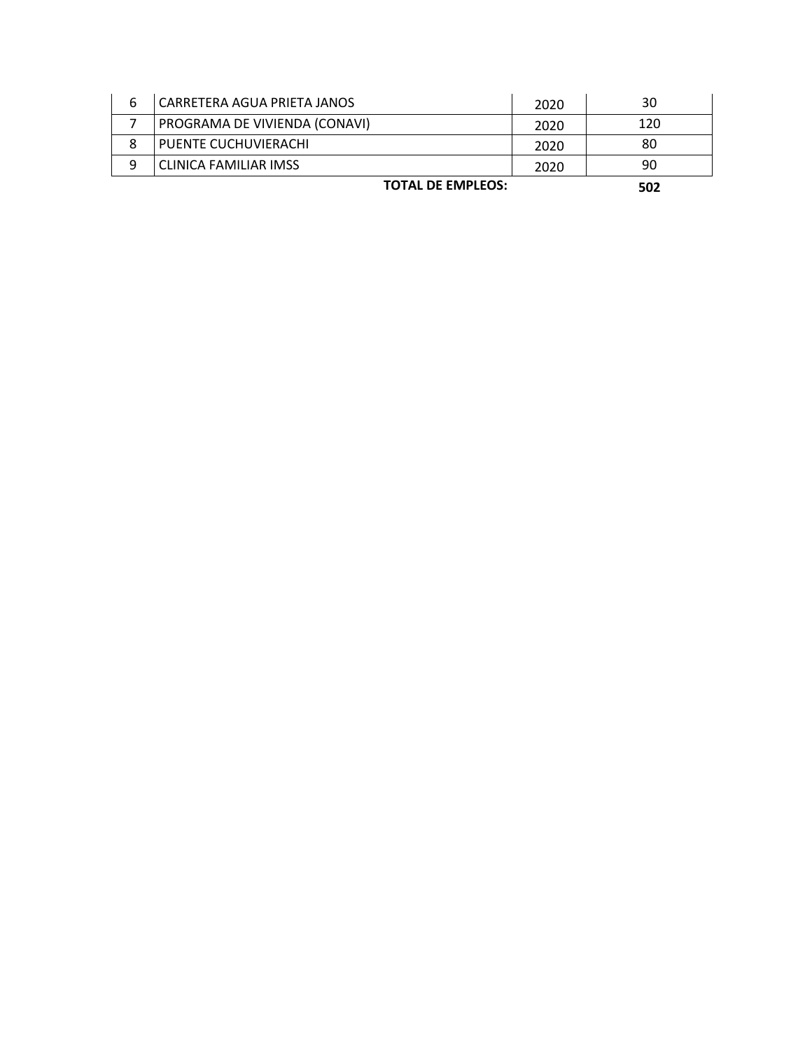| | | | |
|---|---|---|---|
| 6 | CARRETERA AGUA PRIETA JANOS | 2020 | 30 |
| 7 | PROGRAMA DE VIVIENDA (CONAVI) | 2020 | 120 |
| 8 | PUENTE CUCHUVIERACHI | 2020 | 80 |
| 9 | CLINICA FAMILIAR IMSS | 2020 | 90 |
| | **TOTAL DE EMPLEOS:** | | **502** |